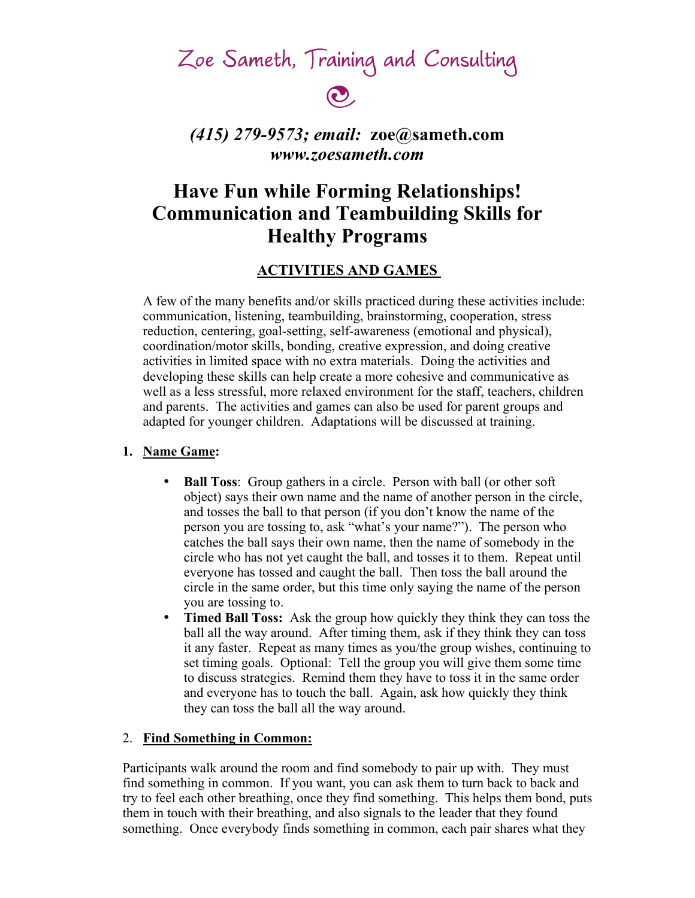# Zoe Sameth, Training and Consulting

***(415) 279-9573; email:* zoe@sameth.com**
***www.zoesameth.com***

# Have Fun while Forming Relationships! Communication and Teambuilding Skills for Healthy Programs

## ACTIVITIES AND GAMES

A few of the many benefits and/or skills practiced during these activities include: communication, listening, teambuilding, brainstorming, cooperation, stress reduction, centering, goal-setting, self-awareness (emotional and physical), coordination/motor skills, bonding, creative expression, and doing creative activities in limited space with no extra materials. Doing the activities and developing these skills can help create a more cohesive and communicative as well as a less stressful, more relaxed environment for the staff, teachers, children and parents. The activities and games can also be used for parent groups and adapted for younger children. Adaptations will be discussed at training.

### 1. Name Game:

- **Ball Toss**: Group gathers in a circle. Person with ball (or other soft object) says their own name and the name of another person in the circle, and tosses the ball to that person (if you don't know the name of the person you are tossing to, ask "what's your name?"). The person who catches the ball says their own name, then the name of somebody in the circle who has not yet caught the ball, and tosses it to them. Repeat until everyone has tossed and caught the ball. Then toss the ball around the circle in the same order, but this time only saying the name of the person you are tossing to.
- **Timed Ball Toss:** Ask the group how quickly they think they can toss the ball all the way around. After timing them, ask if they think they can toss it any faster. Repeat as many times as you/the group wishes, continuing to set timing goals. Optional: Tell the group you will give them some time to discuss strategies. Remind them they have to toss it in the same order and everyone has to touch the ball. Again, ask how quickly they think they can toss the ball all the way around.

### 2. Find Something in Common:

Participants walk around the room and find somebody to pair up with. They must find something in common. If you want, you can ask them to turn back to back and try to feel each other breathing, once they find something. This helps them bond, puts them in touch with their breathing, and also signals to the leader that they found something. Once everybody finds something in common, each pair shares what they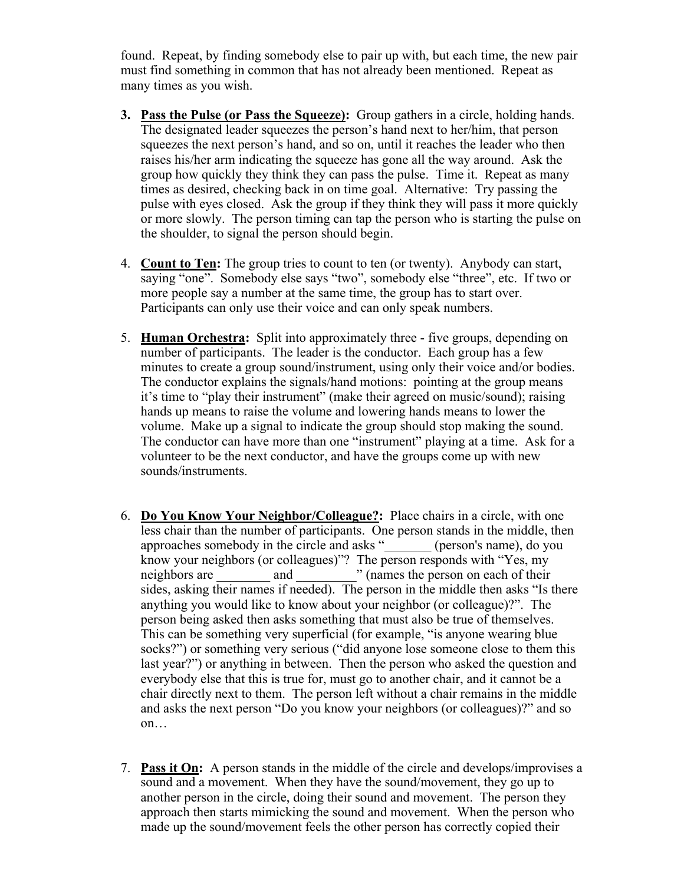found. Repeat, by finding somebody else to pair up with, but each time, the new pair must find something in common that has not already been mentioned. Repeat as many times as you wish.

3. **Pass the Pulse (or Pass the Squeeze):** Group gathers in a circle, holding hands. The designated leader squeezes the person's hand next to her/him, that person squeezes the next person's hand, and so on, until it reaches the leader who then raises his/her arm indicating the squeeze has gone all the way around. Ask the group how quickly they think they can pass the pulse. Time it. Repeat as many times as desired, checking back in on time goal. Alternative: Try passing the pulse with eyes closed. Ask the group if they think they will pass it more quickly or more slowly. The person timing can tap the person who is starting the pulse on the shoulder, to signal the person should begin.

4. **Count to Ten:** The group tries to count to ten (or twenty). Anybody can start, saying "one". Somebody else says "two", somebody else "three", etc. If two or more people say a number at the same time, the group has to start over. Participants can only use their voice and can only speak numbers.

5. **Human Orchestra:** Split into approximately three - five groups, depending on number of participants. The leader is the conductor. Each group has a few minutes to create a group sound/instrument, using only their voice and/or bodies. The conductor explains the signals/hand motions: pointing at the group means it's time to "play their instrument" (make their agreed on music/sound); raising hands up means to raise the volume and lowering hands means to lower the volume. Make up a signal to indicate the group should stop making the sound. The conductor can have more than one "instrument" playing at a time. Ask for a volunteer to be the next conductor, and have the groups come up with new sounds/instruments.

6. **Do You Know Your Neighbor/Colleague?:** Place chairs in a circle, with one less chair than the number of participants. One person stands in the middle, then approaches somebody in the circle and asks "_______ (person's name), do you know your neighbors (or colleagues)"? The person responds with "Yes, my neighbors are ________ and _________" (names the person on each of their sides, asking their names if needed). The person in the middle then asks "Is there anything you would like to know about your neighbor (or colleague)?". The person being asked then asks something that must also be true of themselves. This can be something very superficial (for example, "is anyone wearing blue socks?") or something very serious ("did anyone lose someone close to them this last year?") or anything in between. Then the person who asked the question and everybody else that this is true for, must go to another chair, and it cannot be a chair directly next to them. The person left without a chair remains in the middle and asks the next person "Do you know your neighbors (or colleagues)?" and so on…

7. **Pass it On:** A person stands in the middle of the circle and develops/improvises a sound and a movement. When they have the sound/movement, they go up to another person in the circle, doing their sound and movement. The person they approach then starts mimicking the sound and movement. When the person who made up the sound/movement feels the other person has correctly copied their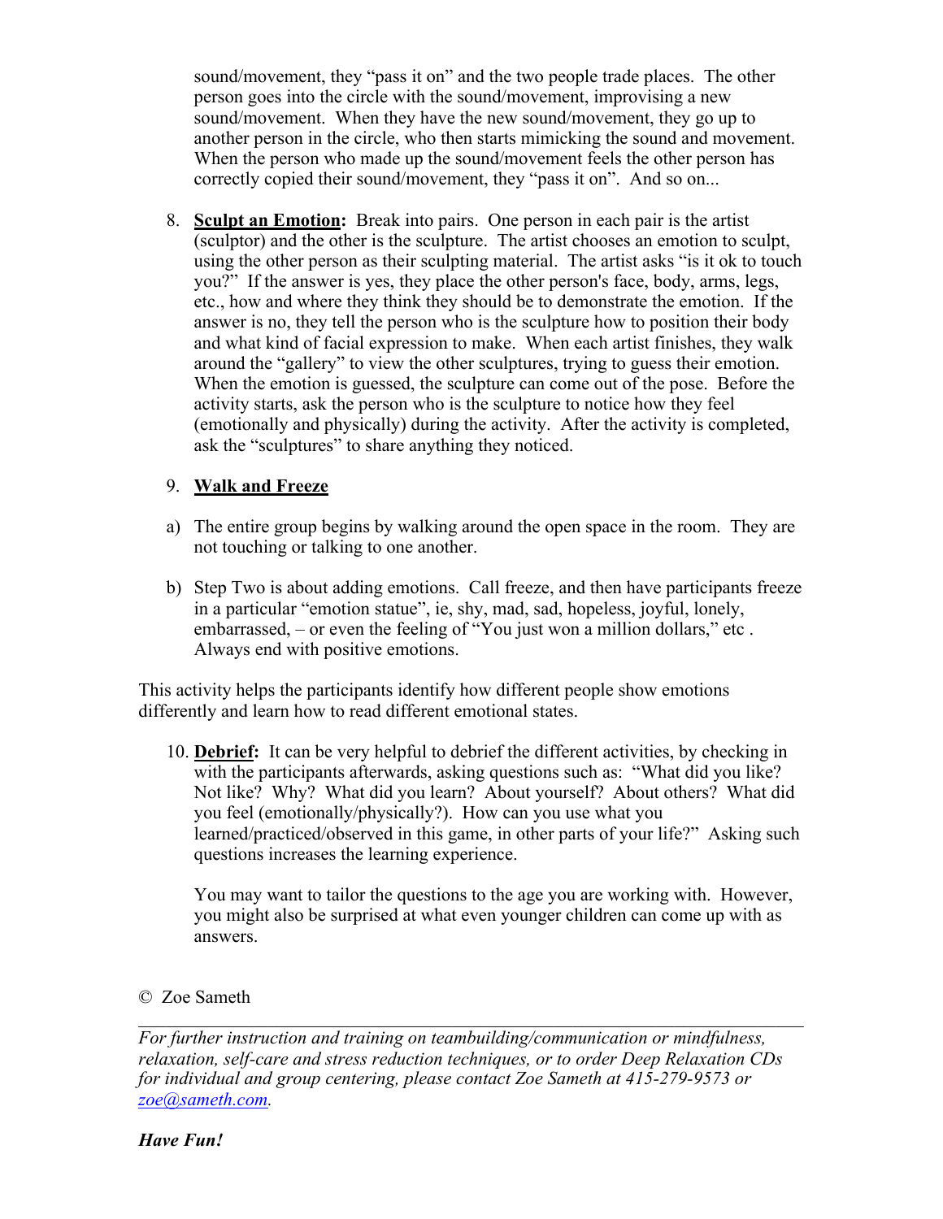sound/movement, they "pass it on" and the two people trade places. The other person goes into the circle with the sound/movement, improvising a new sound/movement. When they have the new sound/movement, they go up to another person in the circle, who then starts mimicking the sound and movement. When the person who made up the sound/movement feels the other person has correctly copied their sound/movement, they "pass it on". And so on...

8. **Sculpt an Emotion:** Break into pairs. One person in each pair is the artist (sculptor) and the other is the sculpture. The artist chooses an emotion to sculpt, using the other person as their sculpting material. The artist asks "is it ok to touch you?" If the answer is yes, they place the other person's face, body, arms, legs, etc., how and where they think they should be to demonstrate the emotion. If the answer is no, they tell the person who is the sculpture how to position their body and what kind of facial expression to make. When each artist finishes, they walk around the "gallery" to view the other sculptures, trying to guess their emotion. When the emotion is guessed, the sculpture can come out of the pose. Before the activity starts, ask the person who is the sculpture to notice how they feel (emotionally and physically) during the activity. After the activity is completed, ask the "sculptures" to share anything they noticed.

9. **Walk and Freeze**

a) The entire group begins by walking around the open space in the room. They are not touching or talking to one another.

b) Step Two is about adding emotions. Call freeze, and then have participants freeze in a particular "emotion statue", ie, shy, mad, sad, hopeless, joyful, lonely, embarrassed, – or even the feeling of "You just won a million dollars," etc . Always end with positive emotions.

This activity helps the participants identify how different people show emotions differently and learn how to read different emotional states.

10. **Debrief:** It can be very helpful to debrief the different activities, by checking in with the participants afterwards, asking questions such as: "What did you like? Not like? Why? What did you learn? About yourself? About others? What did you feel (emotionally/physically?). How can you use what you learned/practiced/observed in this game, in other parts of your life?" Asking such questions increases the learning experience.

    You may want to tailor the questions to the age you are working with. However, you might also be surprised at what even younger children can come up with as answers.

© Zoe Sameth

---

*For further instruction and training on teambuilding/communication or mindfulness, relaxation, self-care and stress reduction techniques, or to order Deep Relaxation CDs for individual and group centering, please contact Zoe Sameth at 415-279-9573 or zoe@sameth.com.*

***Have Fun!***